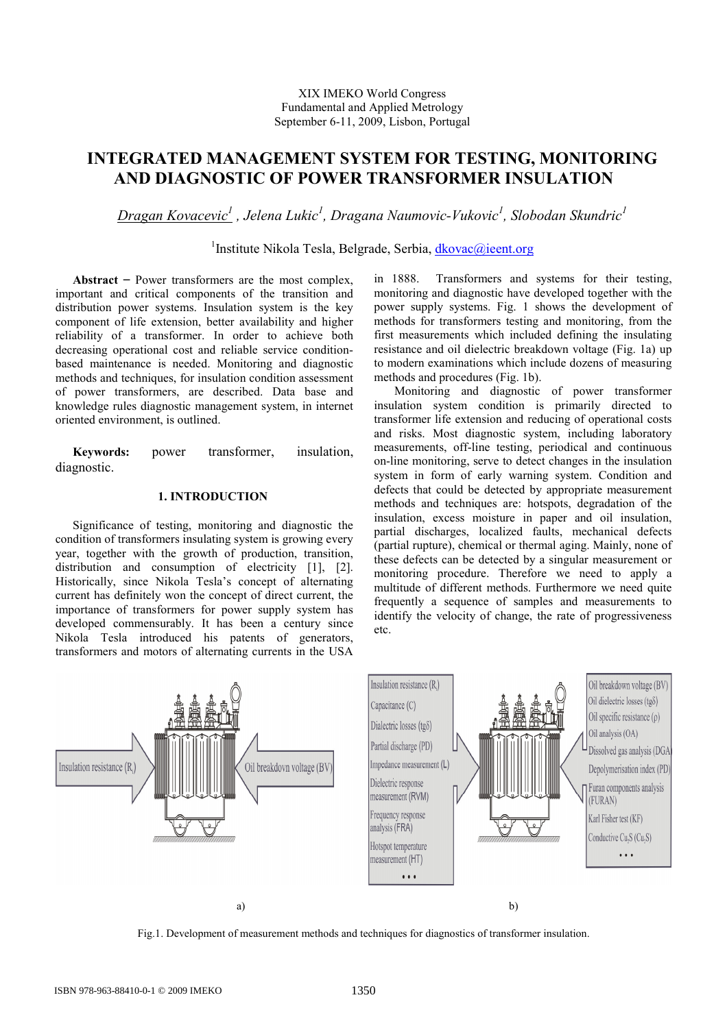XIX IMEKO World Congress
Fundamental and Applied Metrology
September 6-11, 2009, Lisbon, Portugal

# INTEGRATED MANAGEMENT SYSTEM FOR TESTING, MONITORING AND DIAGNOSTIC OF POWER TRANSFORMER INSULATION

*Dragan Kovacevic[1], Jelena Lukic[1], Dragana Naumovic-Vukovic[1], Slobodan Skundric[1]*

[1]Institute Nikola Tesla, Belgrade, Serbia, dkovac@ieent.org

**Abstract** − Power transformers are the most complex, important and critical components of the transition and distribution power systems. Insulation system is the key component of life extension, better availability and higher reliability of a transformer. In order to achieve both decreasing operational cost and reliable service condition-based maintenance is needed. Monitoring and diagnostic methods and techniques, for insulation condition assessment of power transformers, are described. Data base and knowledge rules diagnostic management system, in internet oriented environment, is outlined.

**Keywords:** power transformer, insulation, diagnostic.

## 1. INTRODUCTION

Significance of testing, monitoring and diagnostic the condition of transformers insulating system is growing every year, together with the growth of production, transition, distribution and consumption of electricity [1], [2]. Historically, since Nikola Tesla's concept of alternating current has definitely won the concept of direct current, the importance of transformers for power supply system has developed commensurably. It has been a century since Nikola Tesla introduced his patents of generators, transformers and motors of alternating currents in the USA in 1888. Transformers and systems for their testing, monitoring and diagnostic have developed together with the power supply systems. Fig. 1 shows the development of methods for transformers testing and monitoring, from the first measurements which included defining the insulating resistance and oil dielectric breakdown voltage (Fig. 1a) up to modern examinations which include dozens of measuring methods and procedures (Fig. 1b).

Monitoring and diagnostic of power transformer insulation system condition is primarily directed to transformer life extension and reducing of operational costs and risks. Most diagnostic system, including laboratory measurements, off-line testing, periodical and continuous on-line monitoring, serve to detect changes in the insulation system in form of early warning system. Condition and defects that could be detected by appropriate measurement methods and techniques are: hotspots, degradation of the insulation, excess moisture in paper and oil insulation, partial discharges, localized faults, mechanical defects (partial rupture), chemical or thermal aging. Mainly, none of these defects can be detected by a singular measurement or monitoring procedure. Therefore we need to apply a multitude of different methods. Furthermore we need quite frequently a sequence of samples and measurements to identify the velocity of change, the rate of progressiveness etc.

Fig.1. Development of measurement methods and techniques for diagnostics of transformer insulation.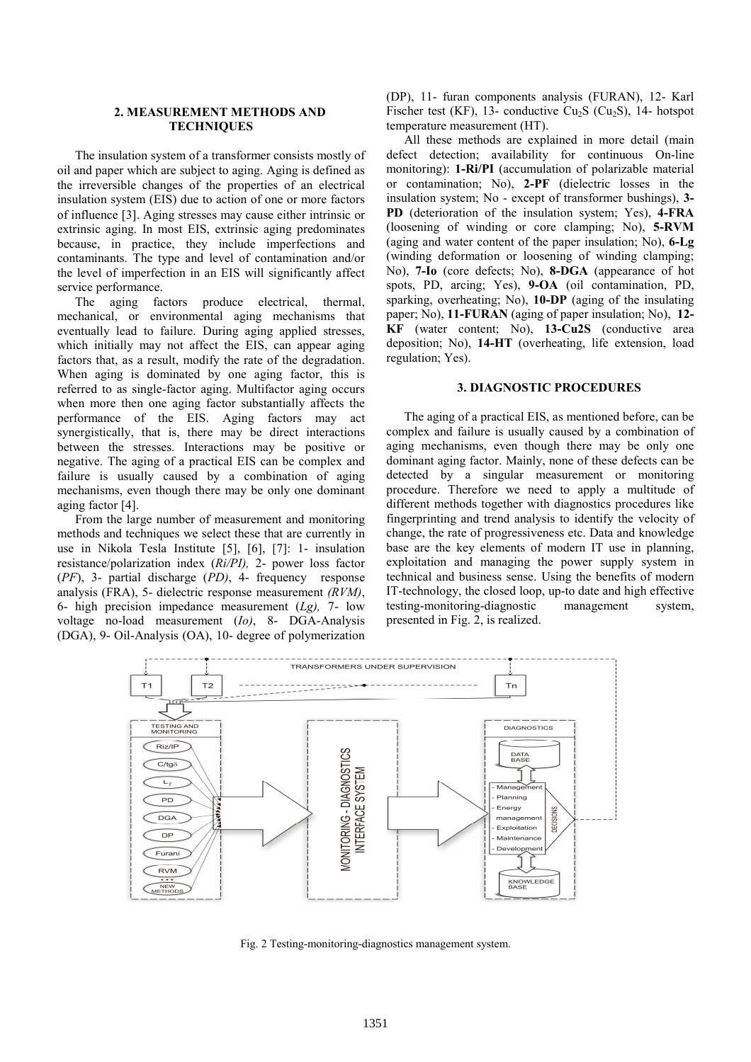## 2. MEASUREMENT METHODS AND TECHNIQUES

The insulation system of a transformer consists mostly of oil and paper which are subject to aging. Aging is defined as the irreversible changes of the properties of an electrical insulation system (EIS) due to action of one or more factors of influence [3]. Aging stresses may cause either intrinsic or extrinsic aging. In most EIS, extrinsic aging predominates because, in practice, they include imperfections and contaminants. The type and level of contamination and/or the level of imperfection in an EIS will significantly affect service performance.

The aging factors produce electrical, thermal, mechanical, or environmental aging mechanisms that eventually lead to failure. During aging applied stresses, which initially may not affect the EIS, can appear aging factors that, as a result, modify the rate of the degradation. When aging is dominated by one aging factor, this is referred to as single-factor aging. Multifactor aging occurs when more then one aging factor substantially affects the performance of the EIS. Aging factors may act synergistically, that is, there may be direct interactions between the stresses. Interactions may be positive or negative. The aging of a practical EIS can be complex and failure is usually caused by a combination of aging mechanisms, even though there may be only one dominant aging factor [4].

From the large number of measurement and monitoring methods and techniques we select these that are currently in use in Nikola Tesla Institute [5], [6], [7]: 1- insulation resistance/polarization index (*Ri/PI),* 2- power loss factor (*PF*), 3- partial discharge (*PD)*, 4- frequency response analysis (FRA), 5- dielectric response measurement *(RVM)*, 6- high precision impedance measurement (*Lg),* 7- low voltage no-load measurement (*Io)*, 8- DGA-Analysis (DGA), 9- Oil-Analysis (OA), 10- degree of polymerization (DP), 11- furan components analysis (FURAN), 12- Karl Fischer test (KF), 13- conductive $Cu_2S$ ($Cu_2S$), 14- hotspot temperature measurement (HT).

All these methods are explained in more detail (main defect detection; availability for continuous On-line monitoring): **1-Ri/PI** (accumulation of polarizable material or contamination; No), **2-PF** (dielectric losses in the insulation system; No - except of transformer bushings), **3-PD** (deterioration of the insulation system; Yes), **4-FRA** (loosening of winding or core clamping; No), **5-RVM** (aging and water content of the paper insulation; No), **6-Lg** (winding deformation or loosening of winding clamping; No), **7-Io** (core defects; No), **8-DGA** (appearance of hot spots, PD, arcing; Yes), **9-OA** (oil contamination, PD, sparking, overheating; No), **10-DP** (aging of the insulating paper; No), **11-FURAN** (aging of paper insulation; No), **12-KF** (water content; No), **13-Cu2S** (conductive area deposition; No), **14-HT** (overheating, life extension, load regulation; Yes).

## 3. DIAGNOSTIC PROCEDURES

The aging of a practical EIS, as mentioned before, can be complex and failure is usually caused by a combination of aging mechanisms, even though there may be only one dominant aging factor. Mainly, none of these defects can be detected by a singular measurement or monitoring procedure. Therefore we need to apply a multitude of different methods together with diagnostics procedures like fingerprinting and trend analysis to identify the velocity of change, the rate of progressiveness etc. Data and knowledge base are the key elements of modern IT use in planning, exploitation and managing the power supply system in technical and business sense. Using the benefits of modern IT-technology, the closed loop, up-to date and high effective testing-monitoring-diagnostic management system, presented in Fig. 2, is realized.

Fig. 2 Testing-monitoring-diagnostics management system.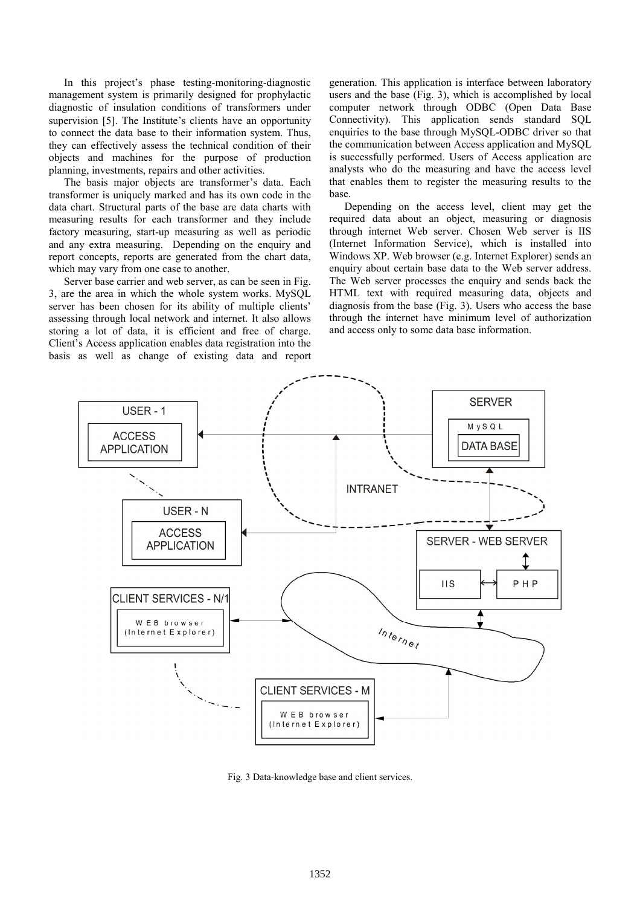In this project's phase testing-monitoring-diagnostic management system is primarily designed for prophylactic diagnostic of insulation conditions of transformers under supervision [5]. The Institute's clients have an opportunity to connect the data base to their information system. Thus, they can effectively assess the technical condition of their objects and machines for the purpose of production planning, investments, repairs and other activities.

The basis major objects are transformer's data. Each transformer is uniquely marked and has its own code in the data chart. Structural parts of the base are data charts with measuring results for each transformer and they include factory measuring, start-up measuring as well as periodic and any extra measuring. Depending on the enquiry and report concepts, reports are generated from the chart data, which may vary from one case to another.

Server base carrier and web server, as can be seen in Fig. 3, are the area in which the whole system works. MySQL server has been chosen for its ability of multiple clients' assessing through local network and internet. It also allows storing a lot of data, it is efficient and free of charge. Client's Access application enables data registration into the basis as well as change of existing data and report generation. This application is interface between laboratory users and the base (Fig. 3), which is accomplished by local computer network through ODBC (Open Data Base Connectivity). This application sends standard SQL enquiries to the base through MySQL-ODBC driver so that the communication between Access application and MySQL is successfully performed. Users of Access application are analysts who do the measuring and have the access level that enables them to register the measuring results to the base.

Depending on the access level, client may get the required data about an object, measuring or diagnosis through internet Web server. Chosen Web server is IIS (Internet Information Service), which is installed into Windows XP. Web browser (e.g. Internet Explorer) sends an enquiry about certain base data to the Web server address. The Web server processes the enquiry and sends back the HTML text with required measuring data, objects and diagnosis from the base (Fig. 3). Users who access the base through the internet have minimum level of authorization and access only to some data base information.

Fig. 3 Data-knowledge base and client services.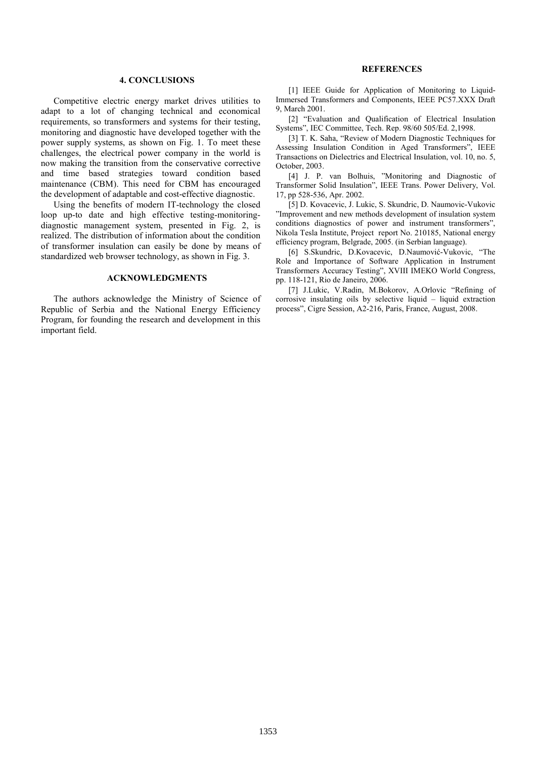## 4. CONCLUSIONS

Competitive electric energy market drives utilities to adapt to a lot of changing technical and economical requirements, so transformers and systems for their testing, monitoring and diagnostic have developed together with the power supply systems, as shown on Fig. 1. To meet these challenges, the electrical power company in the world is now making the transition from the conservative corrective and time based strategies toward condition based maintenance (CBM). This need for CBM has encouraged the development of adaptable and cost-effective diagnostic.

Using the benefits of modern IT-technology the closed loop up-to date and high effective testing-monitoring-diagnostic management system, presented in Fig. 2, is realized. The distribution of information about the condition of transformer insulation can easily be done by means of standardized web browser technology, as shown in Fig. 3.

## ACKNOWLEDGMENTS

The authors acknowledge the Ministry of Science of Republic of Serbia and the National Energy Efficiency Program, for founding the research and development in this important field.

## REFERENCES

[1] IEEE Guide for Application of Monitoring to Liquid-Immersed Transformers and Components, IEEE PC57.XXX Draft 9, March 2001.

[2] "Evaluation and Qualification of Electrical Insulation Systems", IEC Committee, Tech. Rep. 98/60 505/Ed. 2,1998.

[3] T. K. Saha, "Review of Modern Diagnostic Techniques for Assessing Insulation Condition in Aged Transformers", IEEE Transactions on Dielectrics and Electrical Insulation, vol. 10, no. 5, October, 2003.

[4] J. P. van Bolhuis, "Monitoring and Diagnostic of Transformer Solid Insulation", IEEE Trans. Power Delivery, Vol. 17, pp 528-536, Apr. 2002.

[5] D. Kovacevic, J. Lukic, S. Skundric, D. Naumovic-Vukovic "Improvement and new methods development of insulation system conditions diagnostics of power and instrument transformers", Nikola Tesla Institute, Project report No. 210185, National energy efficiency program, Belgrade, 2005. (in Serbian language).

[6] S.Skundric, D.Kovacevic, D.Naumović-Vukovic, "The Role and Importance of Software Application in Instrument Transformers Accuracy Testing", XVIII IMEKO World Congress, pp. 118-121, Rio de Janeiro, 2006.

[7] J.Lukic, V.Radin, M.Bokorov, A.Orlovic "Refining of corrosive insulating oils by selective liquid – liquid extraction process", Cigre Session, A2-216, Paris, France, August, 2008.